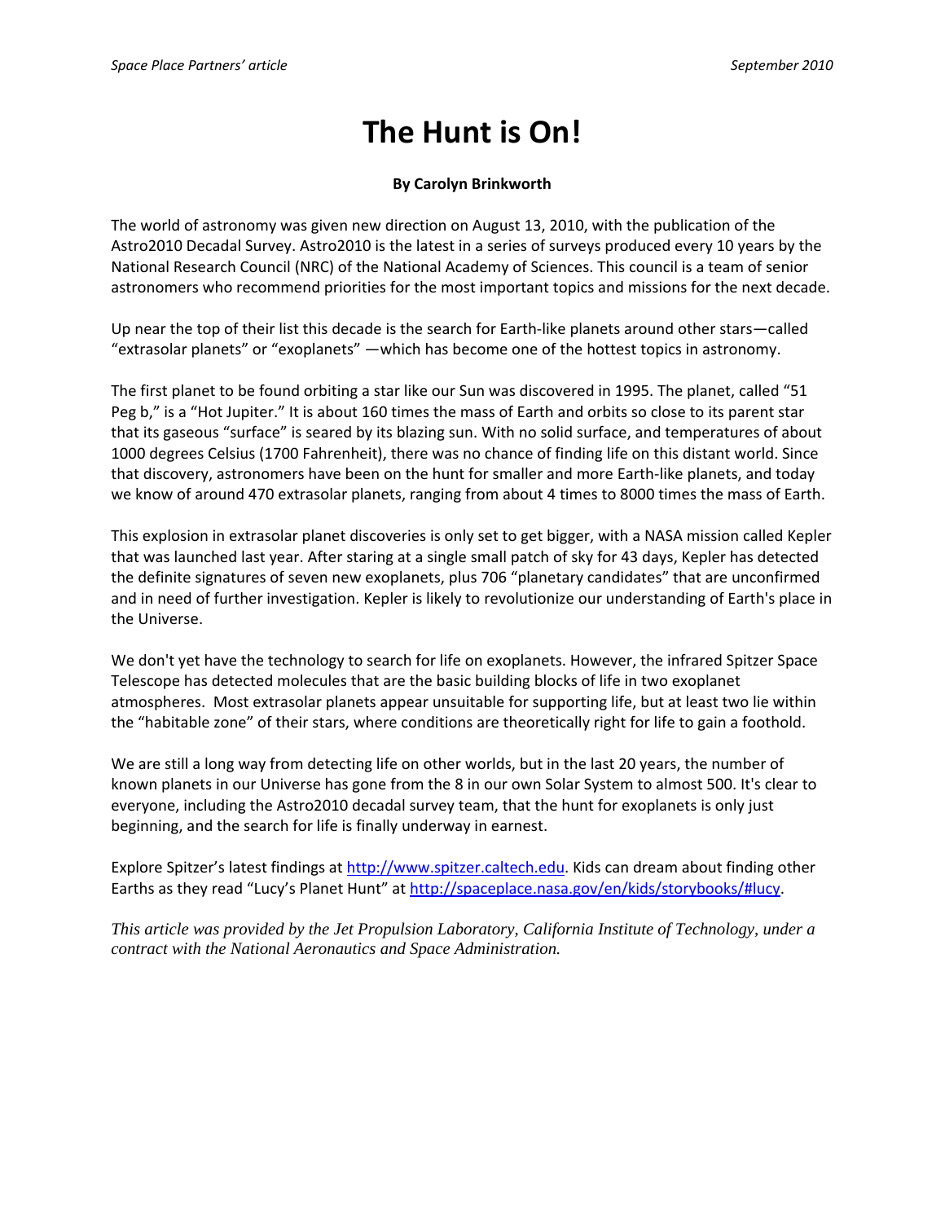# The Hunt is On!

**By Carolyn Brinkworth**

The world of astronomy was given new direction on August 13, 2010, with the publication of the Astro2010 Decadal Survey. Astro2010 is the latest in a series of surveys produced every 10 years by the National Research Council (NRC) of the National Academy of Sciences. This council is a team of senior astronomers who recommend priorities for the most important topics and missions for the next decade.

Up near the top of their list this decade is the search for Earth-like planets around other stars—called "extrasolar planets" or "exoplanets" —which has become one of the hottest topics in astronomy.

The first planet to be found orbiting a star like our Sun was discovered in 1995. The planet, called "51 Peg b," is a "Hot Jupiter." It is about 160 times the mass of Earth and orbits so close to its parent star that its gaseous "surface" is seared by its blazing sun. With no solid surface, and temperatures of about 1000 degrees Celsius (1700 Fahrenheit), there was no chance of finding life on this distant world. Since that discovery, astronomers have been on the hunt for smaller and more Earth-like planets, and today we know of around 470 extrasolar planets, ranging from about 4 times to 8000 times the mass of Earth.

This explosion in extrasolar planet discoveries is only set to get bigger, with a NASA mission called Kepler that was launched last year. After staring at a single small patch of sky for 43 days, Kepler has detected the definite signatures of seven new exoplanets, plus 706 "planetary candidates" that are unconfirmed and in need of further investigation. Kepler is likely to revolutionize our understanding of Earth's place in the Universe.

We don't yet have the technology to search for life on exoplanets. However, the infrared Spitzer Space Telescope has detected molecules that are the basic building blocks of life in two exoplanet atmospheres. Most extrasolar planets appear unsuitable for supporting life, but at least two lie within the "habitable zone" of their stars, where conditions are theoretically right for life to gain a foothold.

We are still a long way from detecting life on other worlds, but in the last 20 years, the number of known planets in our Universe has gone from the 8 in our own Solar System to almost 500. It's clear to everyone, including the Astro2010 decadal survey team, that the hunt for exoplanets is only just beginning, and the search for life is finally underway in earnest.

Explore Spitzer's latest findings at http://www.spitzer.caltech.edu. Kids can dream about finding other Earths as they read "Lucy's Planet Hunt" at http://spaceplace.nasa.gov/en/kids/storybooks/#lucy.

*This article was provided by the Jet Propulsion Laboratory, California Institute of Technology, under a contract with the National Aeronautics and Space Administration.*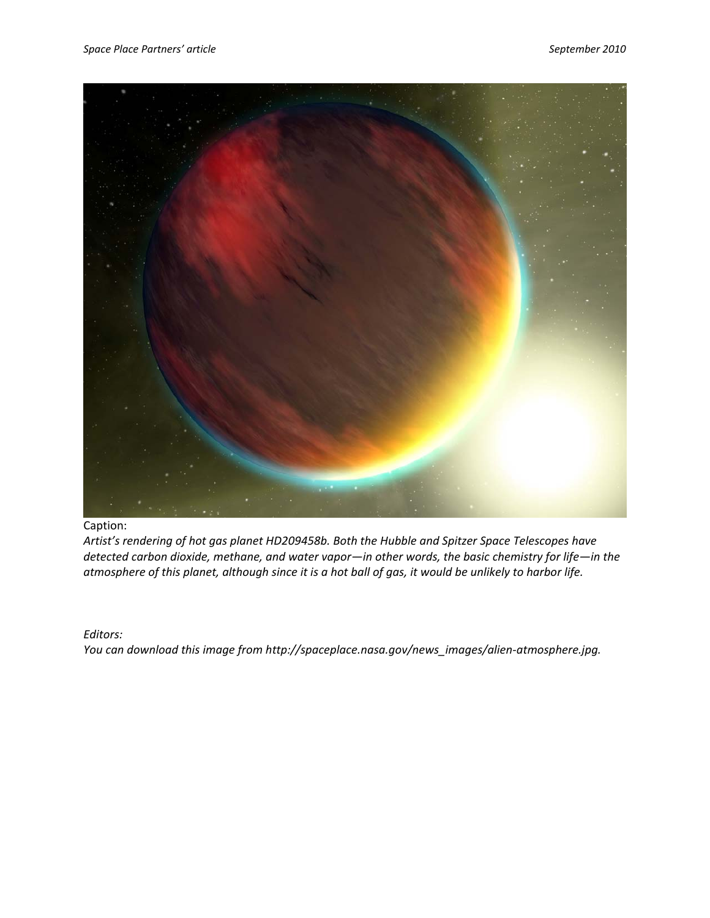Caption:

*Artist's rendering of hot gas planet HD209458b. Both the Hubble and Spitzer Space Telescopes have detected carbon dioxide, methane, and water vapor—in other words, the basic chemistry for life—in the atmosphere of this planet, although since it is a hot ball of gas, it would be unlikely to harbor life.*

*Editors:*

*You can download this image from http://spaceplace.nasa.gov/news_images/alien-atmosphere.jpg.*